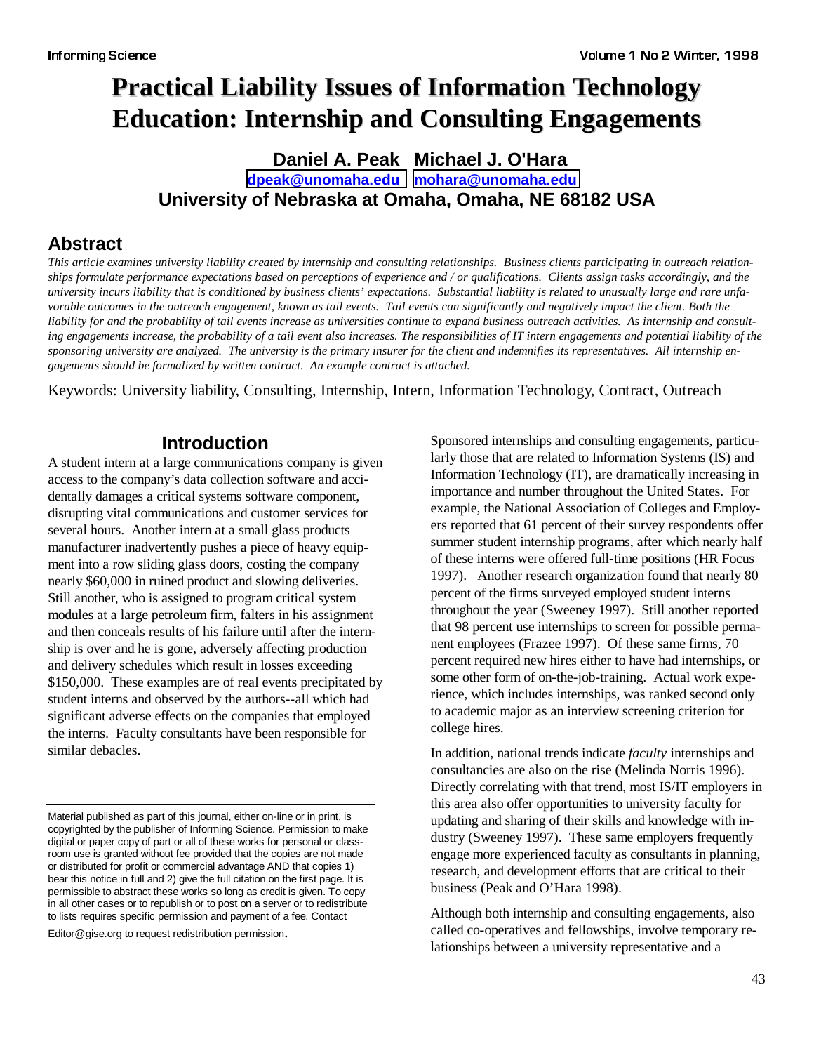# Practical Liability Issues of Information Technology Education: Internship and Consulting Engagements

**Daniel A. Peak Michael J. O'Hara**

dpeak@unomaha.edu mohara@unomaha.edu

**University of Nebraska at Omaha, Omaha, NE 68182 USA**

## Abstract

*This article examines university liability created by internship and consulting relationships. Business clients participating in outreach relationships formulate performance expectations based on perceptions of experience and / or qualifications. Clients assign tasks accordingly, and the university incurs liability that is conditioned by business clients' expectations. Substantial liability is related to unusually large and rare unfavorable outcomes in the outreach engagement, known as tail events. Tail events can significantly and negatively impact the client. Both the liability for and the probability of tail events increase as universities continue to expand business outreach activities. As internship and consulting engagements increase, the probability of a tail event also increases. The responsibilities of IT intern engagements and potential liability of the sponsoring university are analyzed. The university is the primary insurer for the client and indemnifies its representatives. All internship engagements should be formalized by written contract. An example contract is attached.*

Keywords: University liability, Consulting, Internship, Intern, Information Technology, Contract, Outreach

## Introduction

A student intern at a large communications company is given access to the company's data collection software and accidentally damages a critical systems software component, disrupting vital communications and customer services for several hours. Another intern at a small glass products manufacturer inadvertently pushes a piece of heavy equipment into a row sliding glass doors, costing the company nearly $60,000 in ruined product and slowing deliveries. Still another, who is assigned to program critical system modules at a large petroleum firm, falters in his assignment and then conceals results of his failure until after the internship is over and he is gone, adversely affecting production and delivery schedules which result in losses exceeding $150,000. These examples are of real events precipitated by student interns and observed by the authors--all which had significant adverse effects on the companies that employed the interns. Faculty consultants have been responsible for similar debacles.

Sponsored internships and consulting engagements, particularly those that are related to Information Systems (IS) and Information Technology (IT), are dramatically increasing in importance and number throughout the United States. For example, the National Association of Colleges and Employers reported that 61 percent of their survey respondents offer summer student internship programs, after which nearly half of these interns were offered full-time positions (HR Focus 1997). Another research organization found that nearly 80 percent of the firms surveyed employed student interns throughout the year (Sweeney 1997). Still another reported that 98 percent use internships to screen for possible permanent employees (Frazee 1997). Of these same firms, 70 percent required new hires either to have had internships, or some other form of on-the-job-training. Actual work experience, which includes internships, was ranked second only to academic major as an interview screening criterion for college hires.

In addition, national trends indicate *faculty* internships and consultancies are also on the rise (Melinda Norris 1996). Directly correlating with that trend, most IS/IT employers in this area also offer opportunities to university faculty for updating and sharing of their skills and knowledge with industry (Sweeney 1997). These same employers frequently engage more experienced faculty as consultants in planning, research, and development efforts that are critical to their business (Peak and O'Hara 1998).

Although both internship and consulting engagements, also called co-operatives and fellowships, involve temporary relationships between a university representative and a

Material published as part of this journal, either on-line or in print, is copyrighted by the publisher of Informing Science. Permission to make digital or paper copy of part or all of these works for personal or classroom use is granted without fee provided that the copies are not made or distributed for profit or commercial advantage AND that copies 1) bear this notice in full and 2) give the full citation on the first page. It is permissible to abstract these works so long as credit is given. To copy in all other cases or to republish or to post on a server or to redistribute to lists requires specific permission and payment of a fee. Contact Editor@gise.org to request redistribution permission.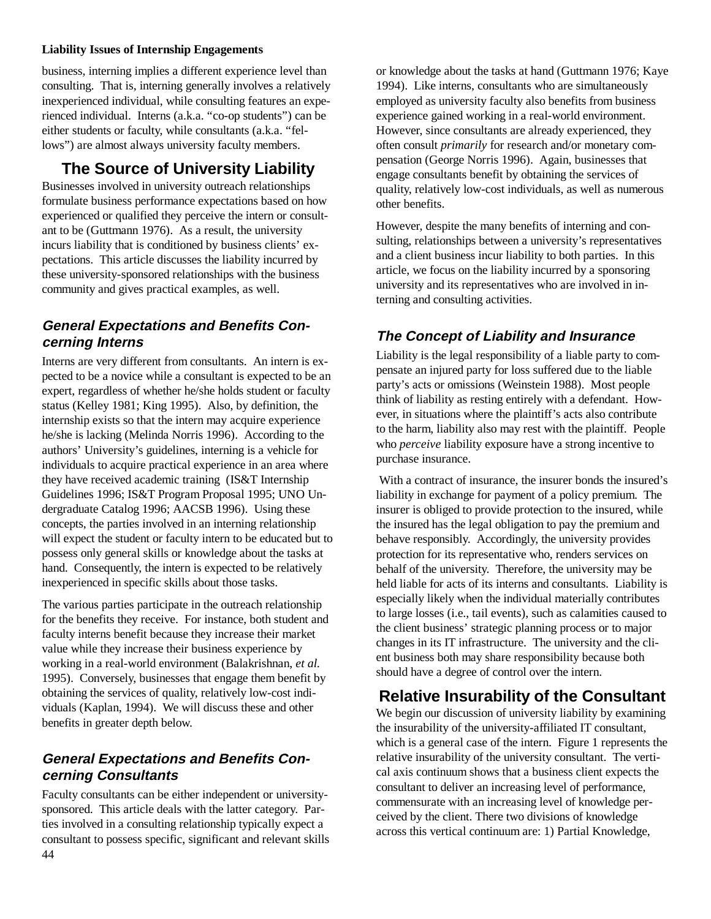business, interning implies a different experience level than consulting. That is, interning generally involves a relatively inexperienced individual, while consulting features an experienced individual. Interns (a.k.a. "co-op students") can be either students or faculty, while consultants (a.k.a. "fellows") are almost always university faculty members.

## The Source of University Liability

Businesses involved in university outreach relationships formulate business performance expectations based on how experienced or qualified they perceive the intern or consultant to be (Guttmann 1976). As a result, the university incurs liability that is conditioned by business clients' expectations. This article discusses the liability incurred by these university-sponsored relationships with the business community and gives practical examples, as well.

### *General Expectations and Benefits Concerning Interns*

Interns are very different from consultants. An intern is expected to be a novice while a consultant is expected to be an expert, regardless of whether he/she holds student or faculty status (Kelley 1981; King 1995). Also, by definition, the internship exists so that the intern may acquire experience he/she is lacking (Melinda Norris 1996). According to the authors' University's guidelines, interning is a vehicle for individuals to acquire practical experience in an area where they have received academic training (IS&T Internship Guidelines 1996; IS&T Program Proposal 1995; UNO Undergraduate Catalog 1996; AACSB 1996). Using these concepts, the parties involved in an interning relationship will expect the student or faculty intern to be educated but to possess only general skills or knowledge about the tasks at hand. Consequently, the intern is expected to be relatively inexperienced in specific skills about those tasks.

The various parties participate in the outreach relationship for the benefits they receive. For instance, both student and faculty interns benefit because they increase their market value while they increase their business experience by working in a real-world environment (Balakrishnan, *et al.* 1995). Conversely, businesses that engage them benefit by obtaining the services of quality, relatively low-cost individuals (Kaplan, 1994). We will discuss these and other benefits in greater depth below.

### *General Expectations and Benefits Concerning Consultants*

Faculty consultants can be either independent or university-sponsored. This article deals with the latter category. Parties involved in a consulting relationship typically expect a consultant to possess specific, significant and relevant skills or knowledge about the tasks at hand (Guttmann 1976; Kaye 1994). Like interns, consultants who are simultaneously employed as university faculty also benefits from business experience gained working in a real-world environment. However, since consultants are already experienced, they often consult *primarily* for research and/or monetary compensation (George Norris 1996). Again, businesses that engage consultants benefit by obtaining the services of quality, relatively low-cost individuals, as well as numerous other benefits.

However, despite the many benefits of interning and consulting, relationships between a university's representatives and a client business incur liability to both parties. In this article, we focus on the liability incurred by a sponsoring university and its representatives who are involved in interning and consulting activities.

### *The Concept of Liability and Insurance*

Liability is the legal responsibility of a liable party to compensate an injured party for loss suffered due to the liable party's acts or omissions (Weinstein 1988). Most people think of liability as resting entirely with a defendant. However, in situations where the plaintiff's acts also contribute to the harm, liability also may rest with the plaintiff. People who *perceive* liability exposure have a strong incentive to purchase insurance.

With a contract of insurance, the insurer bonds the insured's liability in exchange for payment of a policy premium. The insurer is obliged to provide protection to the insured, while the insured has the legal obligation to pay the premium and behave responsibly. Accordingly, the university provides protection for its representative who, renders services on behalf of the university. Therefore, the university may be held liable for acts of its interns and consultants. Liability is especially likely when the individual materially contributes to large losses (i.e., tail events), such as calamities caused to the client business' strategic planning process or to major changes in its IT infrastructure. The university and the client business both may share responsibility because both should have a degree of control over the intern.

## Relative Insurability of the Consultant

We begin our discussion of university liability by examining the insurability of the university-affiliated IT consultant, which is a general case of the intern. Figure 1 represents the relative insurability of the university consultant. The vertical axis continuum shows that a business client expects the consultant to deliver an increasing level of performance, commensurate with an increasing level of knowledge perceived by the client. There two divisions of knowledge across this vertical continuum are: 1) Partial Knowledge,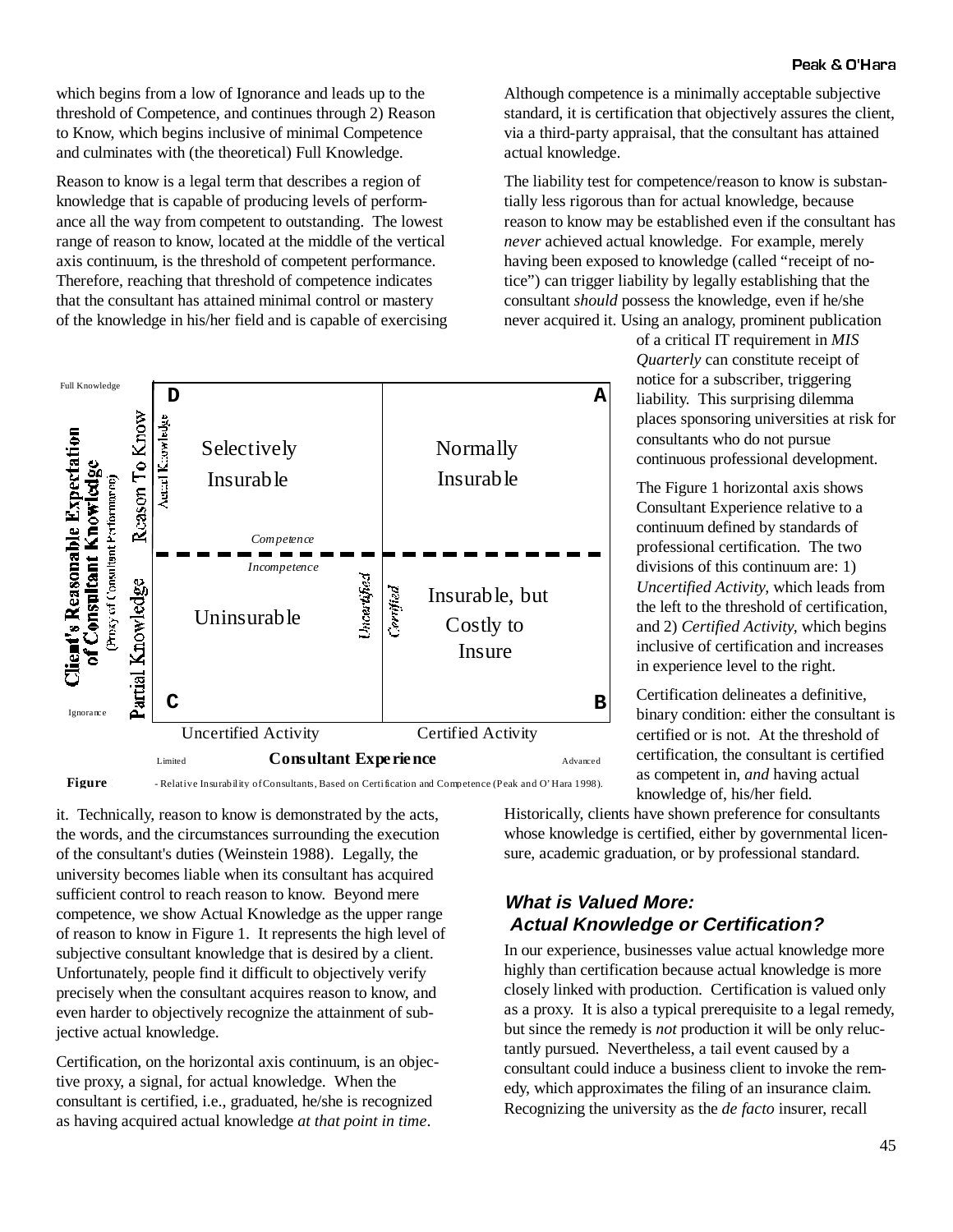which begins from a low of Ignorance and leads up to the threshold of Competence, and continues through 2) Reason to Know, which begins inclusive of minimal Competence and culminates with (the theoretical) Full Knowledge.

Reason to know is a legal term that describes a region of knowledge that is capable of producing levels of performance all the way from competent to outstanding. The lowest range of reason to know, located at the middle of the vertical axis continuum, is the threshold of competent performance. Therefore, reaching that threshold of competence indicates that the consultant has attained minimal control or mastery of the knowledge in his/her field and is capable of exercising it. Technically, reason to know is demonstrated by the acts, the words, and the circumstances surrounding the execution of the consultant's duties (Weinstein 1988). Legally, the university becomes liable when its consultant has acquired sufficient control to reach reason to know. Beyond mere competence, we show Actual Knowledge as the upper range of reason to know in Figure 1. It represents the high level of subjective consultant knowledge that is desired by a client. Unfortunately, people find it difficult to objectively verify precisely when the consultant acquires reason to know, and even harder to objectively recognize the attainment of subjective actual knowledge.

**Figure** - Relative Insurability of Consultants, Based on Certification and Competence (Peak and O'Hara 1998).

Certification, on the horizontal axis continuum, is an objective proxy, a signal, for actual knowledge. When the consultant is certified, i.e., graduated, he/she is recognized as having acquired actual knowledge *at that point in time*. Although competence is a minimally acceptable subjective standard, it is certification that objectively assures the client, via a third-party appraisal, that the consultant has attained actual knowledge.

The liability test for competence/reason to know is substantially less rigorous than for actual knowledge, because reason to know may be established even if the consultant has *never* achieved actual knowledge. For example, merely having been exposed to knowledge (called "receipt of notice") can trigger liability by legally establishing that the consultant *should* possess the knowledge, even if he/she never acquired it. Using an analogy, prominent publication of a critical IT requirement in *MIS Quarterly* can constitute receipt of notice for a subscriber, triggering liability. This surprising dilemma places sponsoring universities at risk for consultants who do not pursue continuous professional development.

The Figure 1 horizontal axis shows Consultant Experience relative to a continuum defined by standards of professional certification. The two divisions of this continuum are: 1) *Uncertified Activity,* which leads from the left to the threshold of certification, and 2) *Certified Activity,* which begins inclusive of certification and increases in experience level to the right.

Certification delineates a definitive, binary condition: either the consultant is certified or is not. At the threshold of certification, the consultant is certified as competent in, *and* having actual knowledge of, his/her field.

Historically, clients have shown preference for consultants whose knowledge is certified, either by governmental licensure, academic graduation, or by professional standard.

### *What is Valued More: Actual Knowledge or Certification?*

In our experience, businesses value actual knowledge more highly than certification because actual knowledge is more closely linked with production. Certification is valued only as a proxy. It is also a typical prerequisite to a legal remedy, but since the remedy is *not* production it will be only reluctantly pursued. Nevertheless, a tail event caused by a consultant could induce a business client to invoke the remedy, which approximates the filing of an insurance claim. Recognizing the university as the *de facto* insurer, recall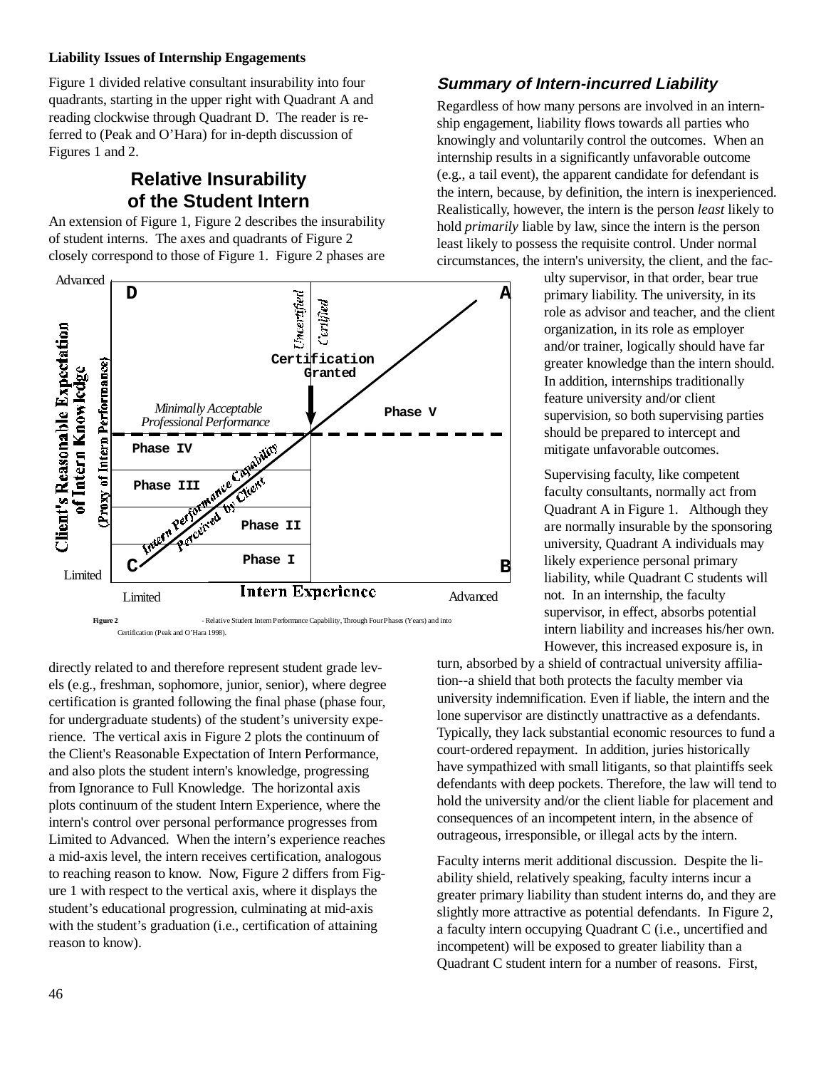**Liability Issues of Internship Engagements**

Figure 1 divided relative consultant insurability into four quadrants, starting in the upper right with Quadrant A and reading clockwise through Quadrant D. The reader is referred to (Peak and O'Hara) for in-depth discussion of Figures 1 and 2.

## Relative Insurability of the Student Intern

An extension of Figure 1, Figure 2 describes the insurability of student interns. The axes and quadrants of Figure 2 closely correspond to those of Figure 1. Figure 2 phases are directly related to and therefore represent student grade levels (e.g., freshman, sophomore, junior, senior), where degree certification is granted following the final phase (phase four, for undergraduate students) of the student's university experience. The vertical axis in Figure 2 plots the continuum of the Client's Reasonable Expectation of Intern Performance, and also plots the student intern's knowledge, progressing from Ignorance to Full Knowledge. The horizontal axis plots continuum of the student Intern Experience, where the intern's control over personal performance progresses from Limited to Advanced. When the intern's experience reaches a mid-axis level, the intern receives certification, analogous to reaching reason to know. Now, Figure 2 differs from Figure 1 with respect to the vertical axis, where it displays the student's educational progression, culminating at mid-axis with the student's graduation (i.e., certification of attaining reason to know).

**Figure 2** - Relative Student Intern Performance Capability, Through Four Phases (Years) and into Certification (Peak and O'Hara 1998).

### *Summary of Intern-incurred Liability*

Regardless of how many persons are involved in an internship engagement, liability flows towards all parties who knowingly and voluntarily control the outcomes. When an internship results in a significantly unfavorable outcome (e.g., a tail event), the apparent candidate for defendant is the intern, because, by definition, the intern is inexperienced. Realistically, however, the intern is the person *least* likely to hold *primarily* liable by law, since the intern is the person least likely to possess the requisite control. Under normal circumstances, the intern's university, the client, and the faculty supervisor, in that order, bear true primary liability. The university, in its role as advisor and teacher, and the client organization, in its role as employer and/or trainer, logically should have far greater knowledge than the intern should. In addition, internships traditionally feature university and/or client supervision, so both supervising parties should be prepared to intercept and mitigate unfavorable outcomes.

Supervising faculty, like competent faculty consultants, normally act from Quadrant A in Figure 1. Although they are normally insurable by the sponsoring university, Quadrant A individuals may likely experience personal primary liability, while Quadrant C students will not. In an internship, the faculty supervisor, in effect, absorbs potential intern liability and increases his/her own. However, this increased exposure is, in turn, absorbed by a shield of contractual university affiliation--a shield that both protects the faculty member via university indemnification. Even if liable, the intern and the lone supervisor are distinctly unattractive as a defendants. Typically, they lack substantial economic resources to fund a court-ordered repayment. In addition, juries historically have sympathized with small litigants, so that plaintiffs seek defendants with deep pockets. Therefore, the law will tend to hold the university and/or the client liable for placement and consequences of an incompetent intern, in the absence of outrageous, irresponsible, or illegal acts by the intern.

Faculty interns merit additional discussion. Despite the liability shield, relatively speaking, faculty interns incur a greater primary liability than student interns do, and they are slightly more attractive as potential defendants. In Figure 2, a faculty intern occupying Quadrant C (i.e., uncertified and incompetent) will be exposed to greater liability than a Quadrant C student intern for a number of reasons. First,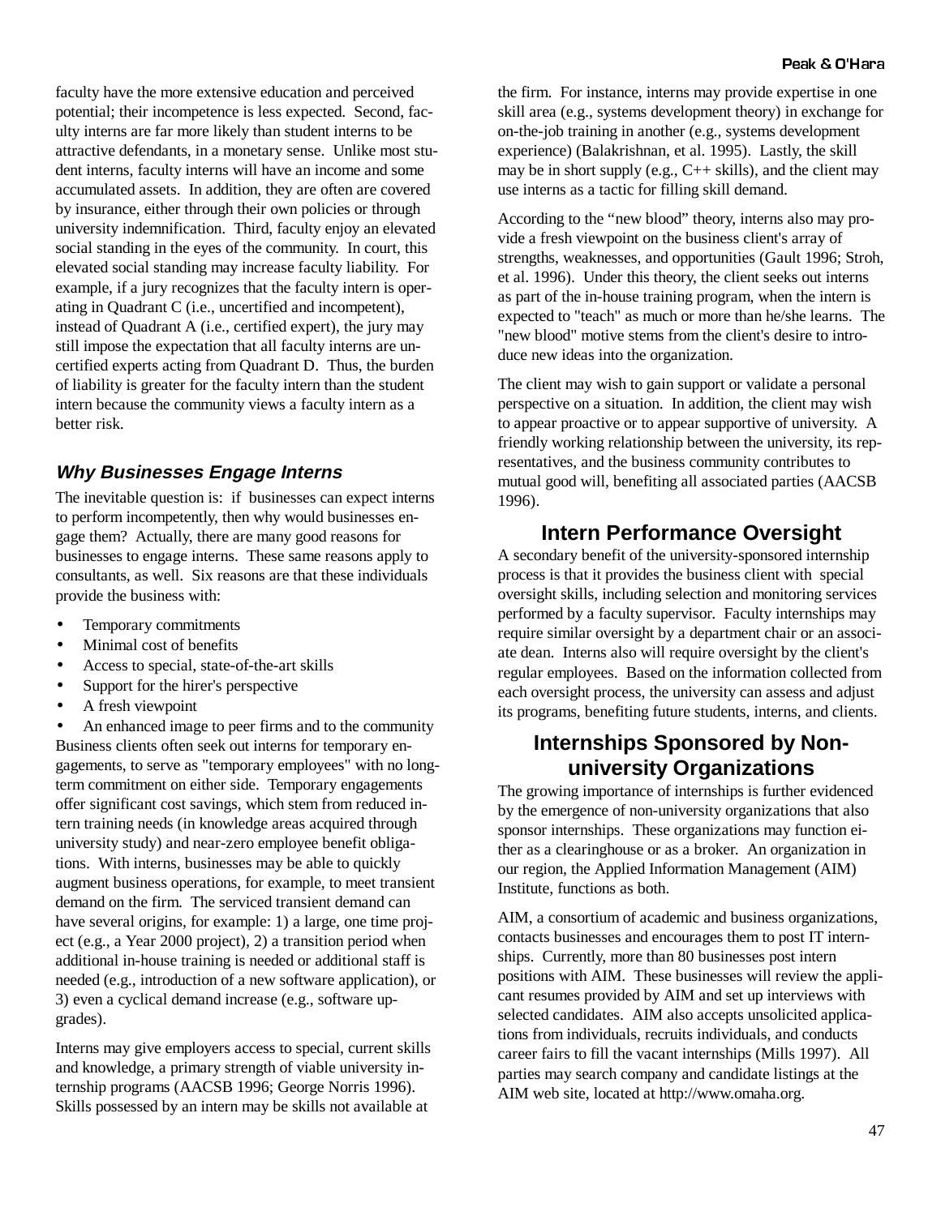faculty have the more extensive education and perceived potential; their incompetence is less expected. Second, faculty interns are far more likely than student interns to be attractive defendants, in a monetary sense. Unlike most student interns, faculty interns will have an income and some accumulated assets. In addition, they are often are covered by insurance, either through their own policies or through university indemnification. Third, faculty enjoy an elevated social standing in the eyes of the community. In court, this elevated social standing may increase faculty liability. For example, if a jury recognizes that the faculty intern is operating in Quadrant C (i.e., uncertified and incompetent), instead of Quadrant A (i.e., certified expert), the jury may still impose the expectation that all faculty interns are uncertified experts acting from Quadrant D. Thus, the burden of liability is greater for the faculty intern than the student intern because the community views a faculty intern as a better risk.

### *Why Businesses Engage Interns*

The inevitable question is: if businesses can expect interns to perform incompetently, then why would businesses engage them? Actually, there are many good reasons for businesses to engage interns. These same reasons apply to consultants, as well. Six reasons are that these individuals provide the business with:

- Temporary commitments
- Minimal cost of benefits
- Access to special, state-of-the-art skills
- Support for the hirer's perspective
- A fresh viewpoint
- An enhanced image to peer firms and to the community

Business clients often seek out interns for temporary engagements, to serve as "temporary employees" with no long-term commitment on either side. Temporary engagements offer significant cost savings, which stem from reduced intern training needs (in knowledge areas acquired through university study) and near-zero employee benefit obligations. With interns, businesses may be able to quickly augment business operations, for example, to meet transient demand on the firm. The serviced transient demand can have several origins, for example: 1) a large, one time project (e.g., a Year 2000 project), 2) a transition period when additional in-house training is needed or additional staff is needed (e.g., introduction of a new software application), or 3) even a cyclical demand increase (e.g., software upgrades).

Interns may give employers access to special, current skills and knowledge, a primary strength of viable university internship programs (AACSB 1996; George Norris 1996). Skills possessed by an intern may be skills not available at the firm. For instance, interns may provide expertise in one skill area (e.g., systems development theory) in exchange for on-the-job training in another (e.g., systems development experience) (Balakrishnan, et al. 1995). Lastly, the skill may be in short supply (e.g., C++ skills), and the client may use interns as a tactic for filling skill demand.

According to the "new blood" theory, interns also may provide a fresh viewpoint on the business client's array of strengths, weaknesses, and opportunities (Gault 1996; Stroh, et al. 1996). Under this theory, the client seeks out interns as part of the in-house training program, when the intern is expected to "teach" as much or more than he/she learns. The "new blood" motive stems from the client's desire to introduce new ideas into the organization.

The client may wish to gain support or validate a personal perspective on a situation. In addition, the client may wish to appear proactive or to appear supportive of university. A friendly working relationship between the university, its representatives, and the business community contributes to mutual good will, benefiting all associated parties (AACSB 1996).

## Intern Performance Oversight

A secondary benefit of the university-sponsored internship process is that it provides the business client with special oversight skills, including selection and monitoring services performed by a faculty supervisor. Faculty internships may require similar oversight by a department chair or an associate dean. Interns also will require oversight by the client's regular employees. Based on the information collected from each oversight process, the university can assess and adjust its programs, benefiting future students, interns, and clients.

## Internships Sponsored by Non-university Organizations

The growing importance of internships is further evidenced by the emergence of non-university organizations that also sponsor internships. These organizations may function either as a clearinghouse or as a broker. An organization in our region, the Applied Information Management (AIM) Institute, functions as both.

AIM, a consortium of academic and business organizations, contacts businesses and encourages them to post IT internships. Currently, more than 80 businesses post intern positions with AIM. These businesses will review the applicant resumes provided by AIM and set up interviews with selected candidates. AIM also accepts unsolicited applications from individuals, recruits individuals, and conducts career fairs to fill the vacant internships (Mills 1997). All parties may search company and candidate listings at the AIM web site, located at http://www.omaha.org.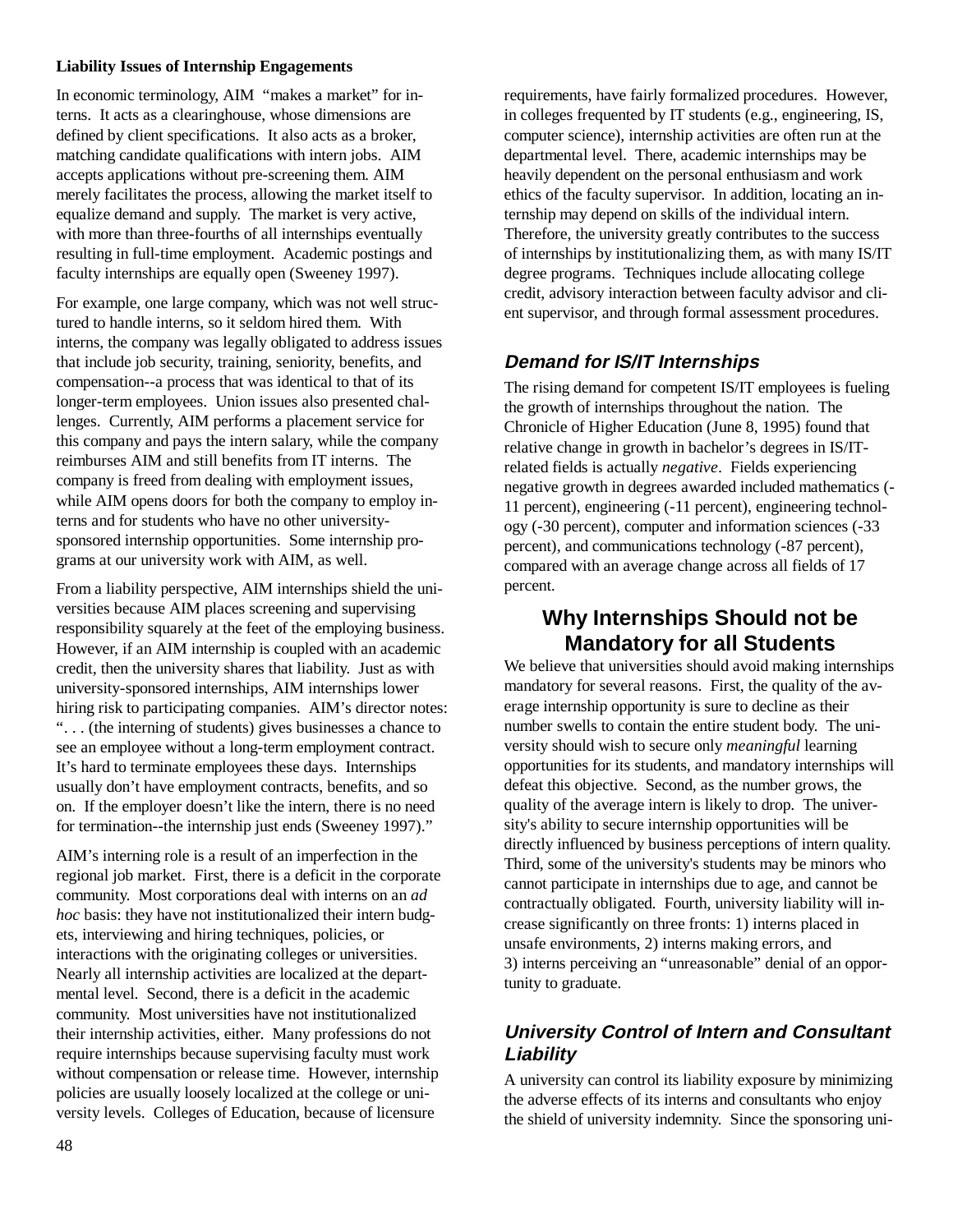**Liability Issues of Internship Engagements**

In economic terminology, AIM "makes a market" for interns. It acts as a clearinghouse, whose dimensions are defined by client specifications. It also acts as a broker, matching candidate qualifications with intern jobs. AIM accepts applications without pre-screening them. AIM merely facilitates the process, allowing the market itself to equalize demand and supply. The market is very active, with more than three-fourths of all internships eventually resulting in full-time employment. Academic postings and faculty internships are equally open (Sweeney 1997).

For example, one large company, which was not well structured to handle interns, so it seldom hired them. With interns, the company was legally obligated to address issues that include job security, training, seniority, benefits, and compensation--a process that was identical to that of its longer-term employees. Union issues also presented challenges. Currently, AIM performs a placement service for this company and pays the intern salary, while the company reimburses AIM and still benefits from IT interns. The company is freed from dealing with employment issues, while AIM opens doors for both the company to employ interns and for students who have no other university-sponsored internship opportunities. Some internship programs at our university work with AIM, as well.

From a liability perspective, AIM internships shield the universities because AIM places screening and supervising responsibility squarely at the feet of the employing business. However, if an AIM internship is coupled with an academic credit, then the university shares that liability. Just as with university-sponsored internships, AIM internships lower hiring risk to participating companies. AIM's director notes: ". . . (the interning of students) gives businesses a chance to see an employee without a long-term employment contract. It's hard to terminate employees these days. Internships usually don't have employment contracts, benefits, and so on. If the employer doesn't like the intern, there is no need for termination--the internship just ends (Sweeney 1997)."

AIM's interning role is a result of an imperfection in the regional job market. First, there is a deficit in the corporate community. Most corporations deal with interns on an *ad hoc* basis: they have not institutionalized their intern budgets, interviewing and hiring techniques, policies, or interactions with the originating colleges or universities. Nearly all internship activities are localized at the departmental level. Second, there is a deficit in the academic community. Most universities have not institutionalized their internship activities, either. Many professions do not require internships because supervising faculty must work without compensation or release time. However, internship policies are usually loosely localized at the college or university levels. Colleges of Education, because of licensure requirements, have fairly formalized procedures. However, in colleges frequented by IT students (e.g., engineering, IS, computer science), internship activities are often run at the departmental level. There, academic internships may be heavily dependent on the personal enthusiasm and work ethics of the faculty supervisor. In addition, locating an internship may depend on skills of the individual intern. Therefore, the university greatly contributes to the success of internships by institutionalizing them, as with many IS/IT degree programs. Techniques include allocating college credit, advisory interaction between faculty advisor and client supervisor, and through formal assessment procedures.

### *Demand for IS/IT Internships*

The rising demand for competent IS/IT employees is fueling the growth of internships throughout the nation. The Chronicle of Higher Education (June 8, 1995) found that relative change in growth in bachelor's degrees in IS/IT-related fields is actually *negative*. Fields experiencing negative growth in degrees awarded included mathematics (-11 percent), engineering (-11 percent), engineering technology (-30 percent), computer and information sciences (-33 percent), and communications technology (-87 percent), compared with an average change across all fields of 17 percent.

## Why Internships Should not be Mandatory for all Students

We believe that universities should avoid making internships mandatory for several reasons. First, the quality of the average internship opportunity is sure to decline as their number swells to contain the entire student body. The university should wish to secure only *meaningful* learning opportunities for its students, and mandatory internships will defeat this objective. Second, as the number grows, the quality of the average intern is likely to drop. The university's ability to secure internship opportunities will be directly influenced by business perceptions of intern quality. Third, some of the university's students may be minors who cannot participate in internships due to age, and cannot be contractually obligated. Fourth, university liability will increase significantly on three fronts: 1) interns placed in unsafe environments, 2) interns making errors, and 3) interns perceiving an "unreasonable" denial of an opportunity to graduate.

### *University Control of Intern and Consultant Liability*

A university can control its liability exposure by minimizing the adverse effects of its interns and consultants who enjoy the shield of university indemnity. Since the sponsoring uni-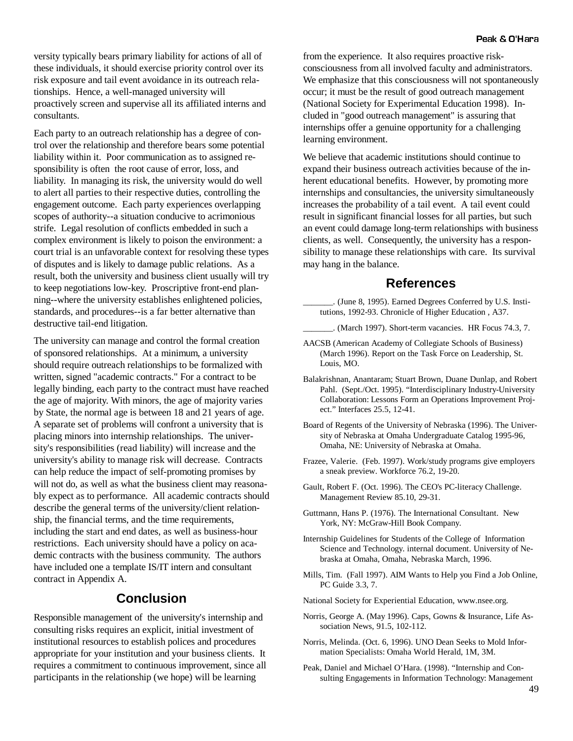versity typically bears primary liability for actions of all of these individuals, it should exercise priority control over its risk exposure and tail event avoidance in its outreach relationships. Hence, a well-managed university will proactively screen and supervise all its affiliated interns and consultants.

Each party to an outreach relationship has a degree of control over the relationship and therefore bears some potential liability within it. Poor communication as to assigned responsibility is often the root cause of error, loss, and liability. In managing its risk, the university would do well to alert all parties to their respective duties, controlling the engagement outcome. Each party experiences overlapping scopes of authority--a situation conducive to acrimonious strife. Legal resolution of conflicts embedded in such a complex environment is likely to poison the environment: a court trial is an unfavorable context for resolving these types of disputes and is likely to damage public relations. As a result, both the university and business client usually will try to keep negotiations low-key. Proscriptive front-end planning--where the university establishes enlightened policies, standards, and procedures--is a far better alternative than destructive tail-end litigation.

The university can manage and control the formal creation of sponsored relationships. At a minimum, a university should require outreach relationships to be formalized with written, signed "academic contracts." For a contract to be legally binding, each party to the contract must have reached the age of majority. With minors, the age of majority varies by State, the normal age is between 18 and 21 years of age. A separate set of problems will confront a university that is placing minors into internship relationships. The university's responsibilities (read liability) will increase and the university's ability to manage risk will decrease. Contracts can help reduce the impact of self-promoting promises by will not do, as well as what the business client may reasonably expect as to performance. All academic contracts should describe the general terms of the university/client relationship, the financial terms, and the time requirements, including the start and end dates, as well as business-hour restrictions. Each university should have a policy on academic contracts with the business community. The authors have included one a template IS/IT intern and consultant contract in Appendix A.

## Conclusion

Responsible management of the university's internship and consulting risks requires an explicit, initial investment of institutional resources to establish polices and procedures appropriate for your institution and your business clients. It requires a commitment to continuous improvement, since all participants in the relationship (we hope) will be learning from the experience. It also requires proactive risk-consciousness from all involved faculty and administrators. We emphasize that this consciousness will not spontaneously occur; it must be the result of good outreach management (National Society for Experimental Education 1998). Included in "good outreach management" is assuring that internships offer a genuine opportunity for a challenging learning environment.

We believe that academic institutions should continue to expand their business outreach activities because of the inherent educational benefits. However, by promoting more internships and consultancies, the university simultaneously increases the probability of a tail event. A tail event could result in significant financial losses for all parties, but such an event could damage long-term relationships with business clients, as well. Consequently, the university has a responsibility to manage these relationships with care. Its survival may hang in the balance.

## References

_______. (June 8, 1995). Earned Degrees Conferred by U.S. Institutions, 1992-93. Chronicle of Higher Education , A37.

_______. (March 1997). Short-term vacancies. HR Focus 74.3, 7.

AACSB (American Academy of Collegiate Schools of Business) (March 1996). Report on the Task Force on Leadership, St. Louis, MO.

Balakrishnan, Anantaram; Stuart Brown, Duane Dunlap, and Robert Pahl. (Sept./Oct. 1995). "Interdisciplinary Industry-University Collaboration: Lessons Form an Operations Improvement Project." Interfaces 25.5, 12-41.

Board of Regents of the University of Nebraska (1996). The University of Nebraska at Omaha Undergraduate Catalog 1995-96, Omaha, NE: University of Nebraska at Omaha.

Frazee, Valerie. (Feb. 1997). Work/study programs give employers a sneak preview. Workforce 76.2, 19-20.

Gault, Robert F. (Oct. 1996). The CEO's PC-literacy Challenge. Management Review 85.10, 29-31.

Guttmann, Hans P. (1976). The International Consultant. New York, NY: McGraw-Hill Book Company.

Internship Guidelines for Students of the College of Information Science and Technology. internal document. University of Nebraska at Omaha, Omaha, Nebraska March, 1996.

Mills, Tim. (Fall 1997). AIM Wants to Help you Find a Job Online, PC Guide 3.3, 7.

National Society for Experiential Education, www.nsee.org.

Norris, George A. (May 1996). Caps, Gowns & Insurance, Life Association News, 91.5, 102-112.

Norris, Melinda. (Oct. 6, 1996). UNO Dean Seeks to Mold Information Specialists: Omaha World Herald, 1M, 3M.

Peak, Daniel and Michael O'Hara. (1998). "Internship and Consulting Engagements in Information Technology: Management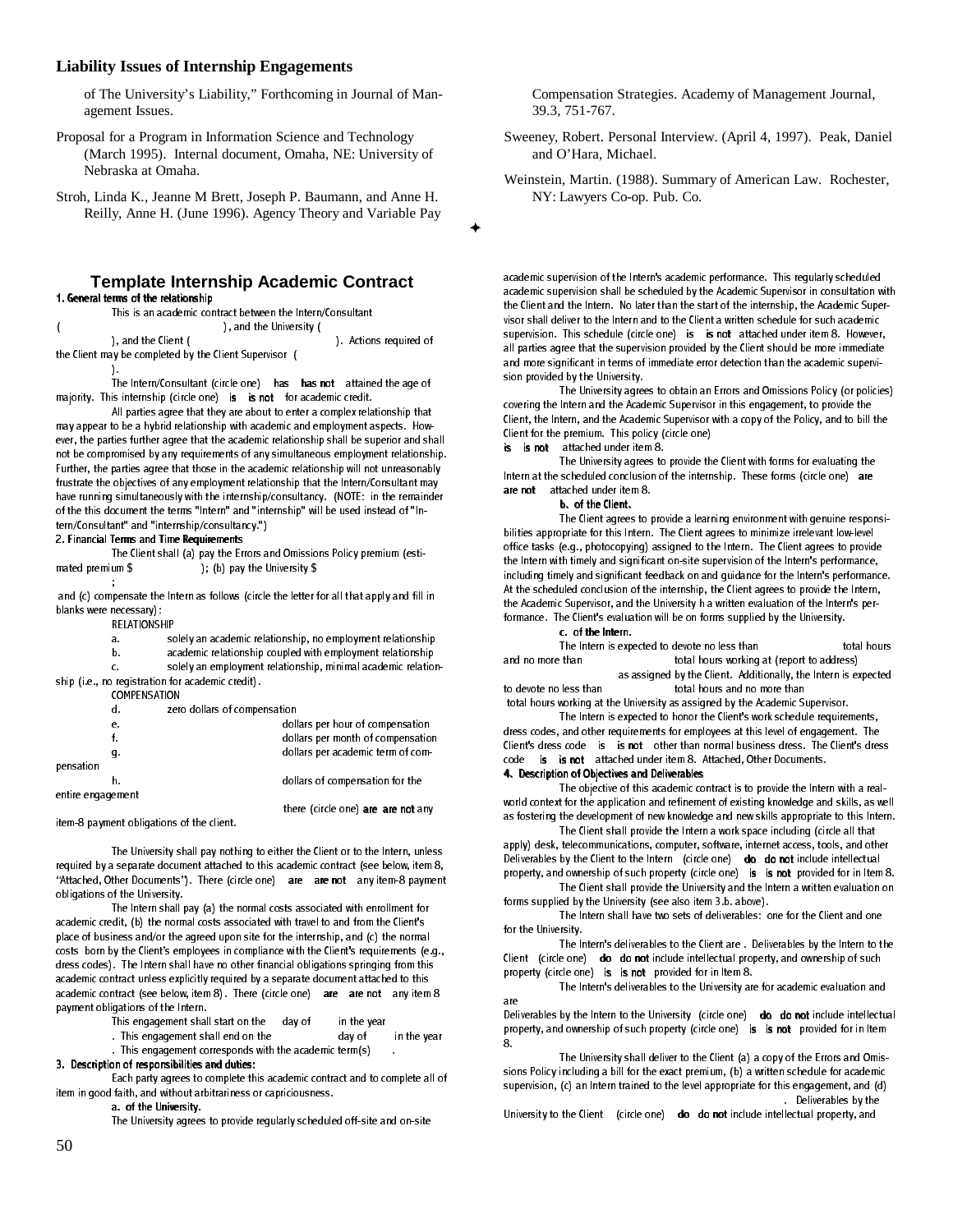of The University's Liability," Forthcoming in Journal of Management Issues.

Proposal for a Program in Information Science and Technology (March 1995). Internal document, Omaha, NE: University of Nebraska at Omaha.

Stroh, Linda K., Jeanne M Brett, Joseph P. Baumann, and Anne H. Reilly, Anne H. (June 1996). Agency Theory and Variable Pay Compensation Strategies. Academy of Management Journal, 39.3, 751-767.

Sweeney, Robert. Personal Interview. (April 4, 1997). Peak, Daniel and O'Hara, Michael.

Weinstein, Martin. (1988). Summary of American Law. Rochester, NY: Lawyers Co-op. Pub. Co.

✦

## Template Internship Academic Contract

**1. General terms of the relationship**

This is an academic contract between the Intern/Consultant ( ), and the University ( ), and the Client ( ). Actions required of the Client may be completed by the Client Supervisor ( ).

The Intern/Consultant (circle one) **has has not** attained the age of majority. This internship (circle one) **is is not** for academic credit.

All parties agree that they are about to enter a complex relationship that may appear to be a hybrid relationship with academic and employment aspects. However, the parties further agree that the academic relationship shall be superior and shall not be compromised by any requirements of any simultaneous employment relationship. Further, the parties agree that those in the academic relationship will not unreasonably frustrate the objectives of any employment relationship that the Intern/Consultant may have running simultaneously with the internship/consultancy. (NOTE: in the remainder of this document the terms "Intern" and "internship" will be used instead of "Intern/Consultant" and "internship/consultancy.")

**2. Financial Terms and Time Requirements**

The Client shall (a) pay the Errors and Omissions Policy premium (estimated premium $ ); (b) pay the University $ ; and (c) compensate the Intern as follows (circle the letter for all that apply and fill in blanks were necessary):

RELATIONSHIP

a. solely an academic relationship, no employment relationship

b. academic relationship coupled with employment relationship

c. solely an employment relationship, minimal academic relationship (i.e., no registration for academic credit).

COMPENSATION

d. zero dollars of compensation

e. dollars per hour of compensation

f. dollars per month of compensation

g. dollars per academic term of compensation

h. dollars of compensation for the entire engagement

there (circle one) **are are not** any item-8 payment obligations of the client.

The University shall pay nothing to either the Client or to the Intern, unless required by a separate document attached to this academic contract (see below, item 8, "Attached, Other Documents"). There (circle one) **are are not** any item-8 payment obligations of the University.

The Intern shall pay (a) the normal costs associated with enrollment for academic credit, (b) the normal costs associated with travel to and from the Client's place of business and/or the agreed upon site for the internship, and (c) the normal costs born by the Client's employees in compliance with the Client's requirements (e.g., dress codes). The Intern shall have no other financial obligations springing from this academic contract unless explicitly required by a separate document attached to this academic contract (see below, item 8). There (circle one) **are are not** any item 8 payment obligations of the Intern.

This engagement shall start on the day of in the year . This engagement shall end on the day of in the year . This engagement corresponds with the academic term(s) .

**3. Description of responsibilities and duties:**

Each party agrees to complete this academic contract and to complete all of item in good faith, and without arbitrariness or capriciousness.

**a. of the University.**

The University agrees to provide regularly scheduled off-site and on-site academic supervision of the Intern's academic performance. This regularly scheduled academic supervision shall be scheduled by the Academic Supervisor in consultation with the Client and the Intern. No later than the start of the internship, the Academic Supervisor shall deliver to the Intern and to the Client a written schedule for such academic supervision. This schedule (circle one) **is is not** attached under item 8. However, all parties agree that the supervision provided by the Client should be more immediate and more significant in terms of immediate error detection than the academic supervision provided by the University.

The University agrees to obtain an Errors and Omissions Policy (or policies) covering the Intern and the Academic Supervisor in this engagement, to provide the Client, the Intern, and the Academic Supervisor with a copy of the Policy, and to bill the Client for the premium. This policy (circle one) **is is not** attached under item 8.

The University agrees to provide the Client with forms for evaluating the Intern at the scheduled conclusion of the internship. These forms (circle one) **are are not** attached under item 8.

**b. of the Client.**

The Client agrees to provide a learning environment with genuine responsibilities appropriate for this Intern. The Client agrees to minimize irrelevant low-level office tasks (e.g., photocopying) assigned to the Intern. The Client agrees to provide the Intern with timely and significant on-site supervision of the Intern's performance, including timely and significant feedback on and guidance for the Intern's performance. At the scheduled conclusion of the internship, the Client agrees to provide the Intern, the Academic Supervisor, and the University h a written evaluation of the Intern's performance. The Client's evaluation will be on forms supplied by the University.

**c. of the Intern.**

The Intern is expected to devote no less than total hours and no more than total hours working at (report to address) as assigned by the Client. Additionally, the Intern is expected to devote no less than total hours and no more than total hours working at the University as assigned by the Academic Supervisor.

The Intern is expected to honor the Client's work schedule requirements, dress codes, and other requirements for employees at this level of engagement. The Client's dress code is **is not** other than normal business dress. The Client's dress code **is is not** attached under item 8. Attached, Other Documents.

**4. Description of Objectives and Deliverables**

The objective of this academic contract is to provide the Intern with a real-world context for the application and refinement of existing knowledge and skills, as well as fostering the development of new knowledge and new skills appropriate to this Intern.

The Client shall provide the Intern a work space including (circle all that apply) desk, telecommunications, computer, software, internet access, tools, and other Deliverables by the Client to the Intern (circle one) **do do not** include intellectual property, and ownership of such property (circle one) **is is not** provided for in Item 8.

The Client shall provide the University and the Intern a written evaluation on forms supplied by the University (see also item 3.b. above).

The Intern shall have two sets of deliverables: one for the Client and one for the University.

The Intern's deliverables to the Client are . Deliverables by the Intern to the Client (circle one) **do do not** include intellectual property, and ownership of such property (circle one) **is is not** provided for in Item 8.

The Intern's deliverables to the University are for academic evaluation and are

Deliverables by the Intern to the University (circle one) **do do not** include intellectual property, and ownership of such property (circle one) **is is not** provided for in Item 8.

The University shall deliver to the Client (a) a copy of the Errors and Omissions Policy including a bill for the exact premium, (b) a written schedule for academic supervision, (c) an Intern trained to the level appropriate for this engagement, and (d) . Deliverables by the University to the Client (circle one) **do do not** include intellectual property, and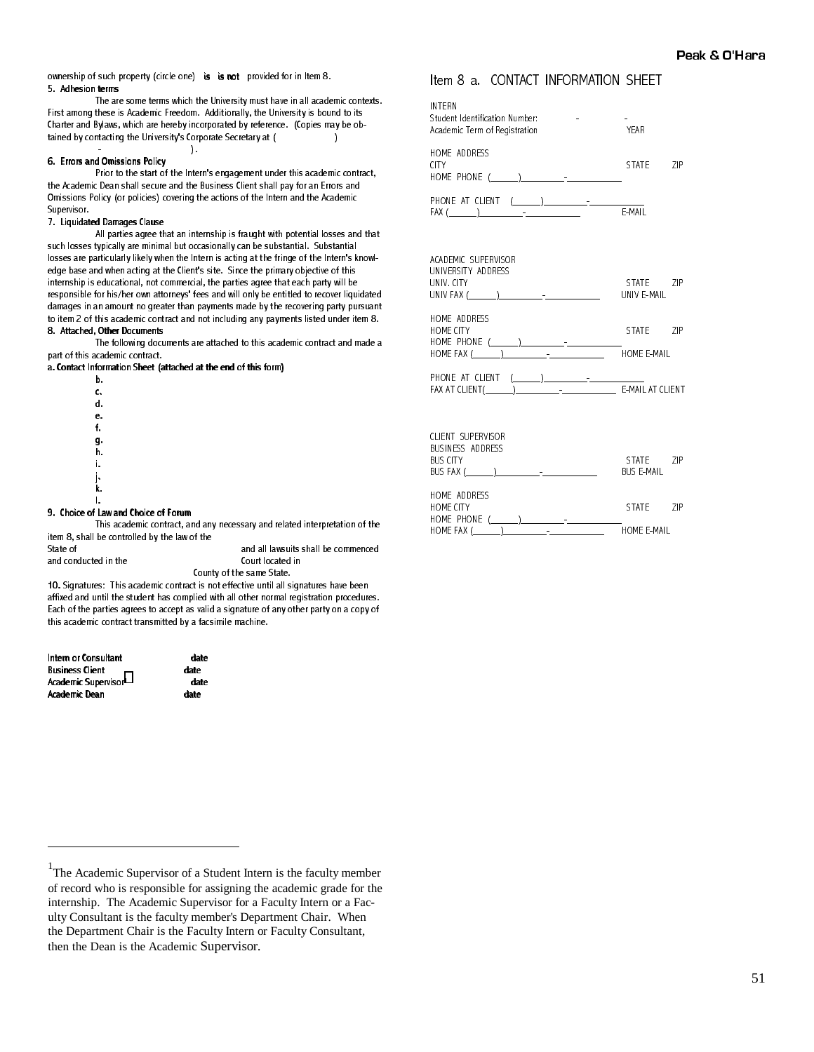ownership of such property (circle one) **is** **is not** provided for in Item 8.

5. Adhesion terms

The are some terms which the University must have in all academic contexts. First among these is Academic Freedom. Additionally, the University is bound to its Charter and Bylaws, which are hereby incorporated by reference. (Copies may be obtained by contacting the University's Corporate Secretary at ( ) - ).

**6. Errors and Omissions Policy**

Prior to the start of the Intern's engagement under this academic contract, the Academic Dean shall secure and the Business Client shall pay for an Errors and Omissions Policy (or policies) covering the actions of the Intern and the Academic Supervisor.

7. Liquidated Damages Clause

All parties agree that an internship is fraught with potential losses and that such losses typically are minimal but occasionally can be substantial. Substantial losses are particularly likely when the Intern is acting at the fringe of the Intern's knowledge base and when acting at the Client's site. Since the primary objective of this internship is educational, not commercial, the parties agree that each party will be responsible for his/her own attorneys' fees and will only be entitled to recover liquidated damages in an amount no greater than payments made by the recovering party pursuant to item 2 of this academic contract and not including any payments listed under item 8.

8. Attached, Other Documents

The following documents are attached to this academic contract and made a part of this academic contract.

**a. Contact Information Sheet (attached at the end of this form)**

- b.
- c.
- d.
- e.
- f.
- g.
- h.
- i.
- j.
- k.
- l.

**9. Choice of Law and Choice of Forum**

This academic contract, and any necessary and related interpretation of the item 8, shall be controlled by the law of the State of and all lawsuits shall be commenced and conducted in the Court located in County of the same State.

**10.** Signatures: This academic contract is not effective until all signatures have been affixed and until the student has complied with all other normal registration procedures. Each of the parties agrees to accept as valid a signature of any other party on a copy of this academic contract transmitted by a facsimile machine.

**Intern or Consultant** **date**
**Business Client** **date**
**Academic Supervisor**[1] **date**
**Academic Dean** **date**

## Item 8 a. CONTACT INFORMATION SHEET

INTERN
Student Identification Number: - -
Academic Term of Registration YEAR

HOME ADDRESS
CITY STATE ZIP
HOME PHONE (\_\_\_\_\_)\_\_\_\_\_\_\_\_-\_\_\_\_\_\_\_\_\_\_

PHONE AT CLIENT (\_\_\_\_\_)\_\_\_\_\_\_\_\_-\_\_\_\_\_\_\_\_\_\_
FAX (\_\_\_\_\_)\_\_\_\_\_\_\_\_-\_\_\_\_\_\_\_\_\_\_ E-MAIL

ACADEMIC SUPERVISOR
UNIVERSITY ADDRESS
UNIV. CITY STATE ZIP
UNIV FAX (\_\_\_\_\_)\_\_\_\_\_\_\_\_-\_\_\_\_\_\_\_\_\_\_ UNIV E-MAIL

HOME ADDRESS
HOME CITY STATE ZIP
HOME PHONE (\_\_\_\_\_)\_\_\_\_\_\_\_\_-\_\_\_\_\_\_\_\_\_\_
HOME FAX (\_\_\_\_\_)\_\_\_\_\_\_\_\_-\_\_\_\_\_\_\_\_\_\_ HOME E-MAIL

PHONE AT CLIENT (\_\_\_\_\_)\_\_\_\_\_\_\_\_-\_\_\_\_\_\_\_\_\_\_
FAX AT CLIENT(\_\_\_\_\_)\_\_\_\_\_\_\_\_-\_\_\_\_\_\_\_\_\_\_ E-MAIL AT CLIENT

CLIENT SUPERVISOR
BUSINESS ADDRESS
BUS CITY STATE ZIP
BUS FAX (\_\_\_\_\_)\_\_\_\_\_\_\_\_-\_\_\_\_\_\_\_\_\_\_ BUS E-MAIL

HOME ADDRESS
HOME CITY STATE ZIP
HOME PHONE (\_\_\_\_\_)\_\_\_\_\_\_\_\_-\_\_\_\_\_\_\_\_\_\_
HOME FAX (\_\_\_\_\_)\_\_\_\_\_\_\_\_-\_\_\_\_\_\_\_\_\_\_ HOME E-MAIL

---

[1] The Academic Supervisor of a Student Intern is the faculty member of record who is responsible for assigning the academic grade for the internship. The Academic Supervisor for a Faculty Intern or a Faculty Consultant is the faculty member's Department Chair. When the Department Chair is the Faculty Intern or Faculty Consultant, then the Dean is the Academic Supervisor.